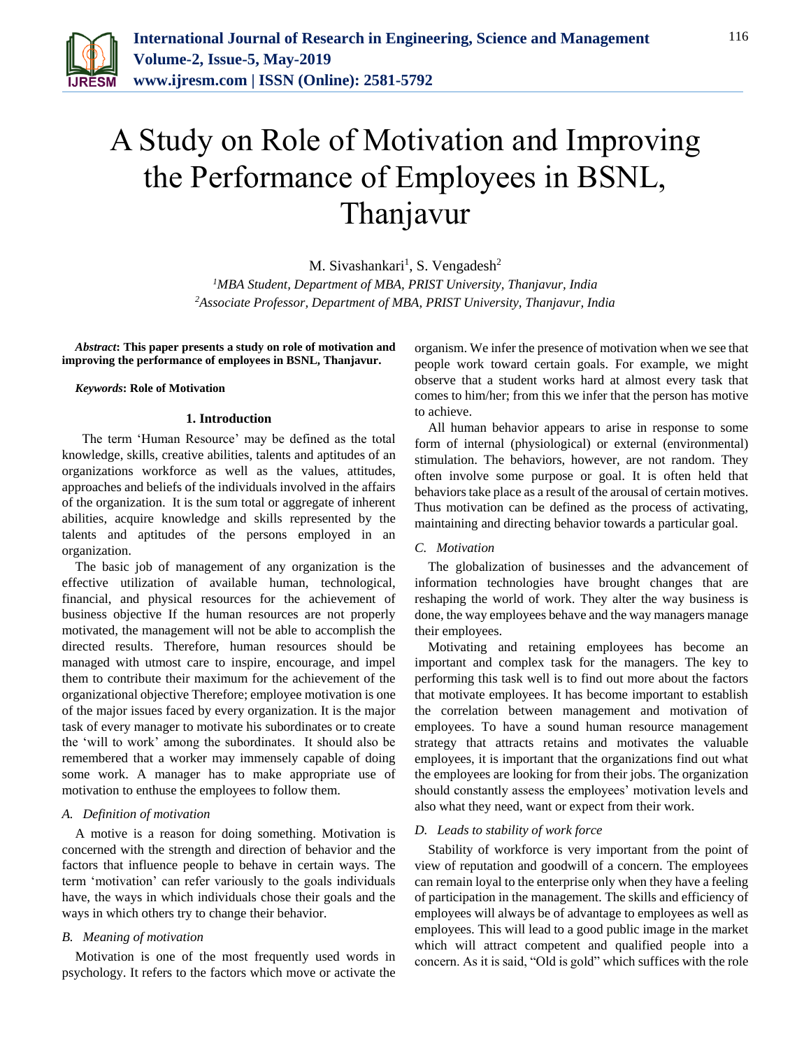# A Study on Role of Motivation and Improving the Performance of Employees in BSNL, Thanjavur

M. Sivashankari[1], S. Vengadesh[2]

[1]MBA Student, Department of MBA, PRIST University, Thanjavur, India
[2]Associate Professor, Department of MBA, PRIST University, Thanjavur, India

***Abstract*: This paper presents a study on role of motivation and improving the performance of employees in BSNL, Thanjavur.**

***Keywords*: Role of Motivation**

## 1. Introduction

The term 'Human Resource' may be defined as the total knowledge, skills, creative abilities, talents and aptitudes of an organizations workforce as well as the values, attitudes, approaches and beliefs of the individuals involved in the affairs of the organization. It is the sum total or aggregate of inherent abilities, acquire knowledge and skills represented by the talents and aptitudes of the persons employed in an organization.

The basic job of management of any organization is the effective utilization of available human, technological, financial, and physical resources for the achievement of business objective If the human resources are not properly motivated, the management will not be able to accomplish the directed results. Therefore, human resources should be managed with utmost care to inspire, encourage, and impel them to contribute their maximum for the achievement of the organizational objective Therefore; employee motivation is one of the major issues faced by every organization. It is the major task of every manager to motivate his subordinates or to create the 'will to work' among the subordinates. It should also be remembered that a worker may immensely capable of doing some work. A manager has to make appropriate use of motivation to enthuse the employees to follow them.

### *A. Definition of motivation*

A motive is a reason for doing something. Motivation is concerned with the strength and direction of behavior and the factors that influence people to behave in certain ways. The term 'motivation' can refer variously to the goals individuals have, the ways in which individuals chose their goals and the ways in which others try to change their behavior.

### *B. Meaning of motivation*

Motivation is one of the most frequently used words in psychology. It refers to the factors which move or activate the organism. We infer the presence of motivation when we see that people work toward certain goals. For example, we might observe that a student works hard at almost every task that comes to him/her; from this we infer that the person has motive to achieve.

All human behavior appears to arise in response to some form of internal (physiological) or external (environmental) stimulation. The behaviors, however, are not random. They often involve some purpose or goal. It is often held that behaviors take place as a result of the arousal of certain motives. Thus motivation can be defined as the process of activating, maintaining and directing behavior towards a particular goal.

### *C. Motivation*

The globalization of businesses and the advancement of information technologies have brought changes that are reshaping the world of work. They alter the way business is done, the way employees behave and the way managers manage their employees.

Motivating and retaining employees has become an important and complex task for the managers. The key to performing this task well is to find out more about the factors that motivate employees. It has become important to establish the correlation between management and motivation of employees. To have a sound human resource management strategy that attracts retains and motivates the valuable employees, it is important that the organizations find out what the employees are looking for from their jobs. The organization should constantly assess the employees' motivation levels and also what they need, want or expect from their work.

### *D. Leads to stability of work force*

Stability of workforce is very important from the point of view of reputation and goodwill of a concern. The employees can remain loyal to the enterprise only when they have a feeling of participation in the management. The skills and efficiency of employees will always be of advantage to employees as well as employees. This will lead to a good public image in the market which will attract competent and qualified people into a concern. As it is said, "Old is gold" which suffices with the role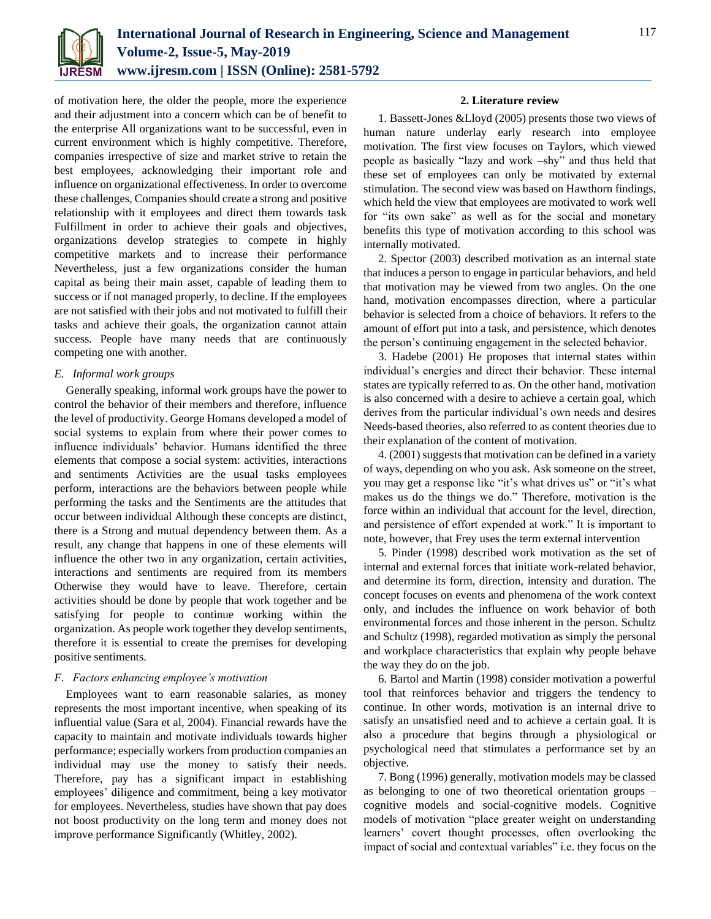of motivation here, the older the people, more the experience and their adjustment into a concern which can be of benefit to the enterprise All organizations want to be successful, even in current environment which is highly competitive. Therefore, companies irrespective of size and market strive to retain the best employees, acknowledging their important role and influence on organizational effectiveness. In order to overcome these challenges, Companies should create a strong and positive relationship with it employees and direct them towards task Fulfillment in order to achieve their goals and objectives, organizations develop strategies to compete in highly competitive markets and to increase their performance Nevertheless, just a few organizations consider the human capital as being their main asset, capable of leading them to success or if not managed properly, to decline. If the employees are not satisfied with their jobs and not motivated to fulfill their tasks and achieve their goals, the organization cannot attain success. People have many needs that are continuously competing one with another.

### *E. Informal work groups*

Generally speaking, informal work groups have the power to control the behavior of their members and therefore, influence the level of productivity. George Homans developed a model of social systems to explain from where their power comes to influence individuals' behavior. Humans identified the three elements that compose a social system: activities, interactions and sentiments Activities are the usual tasks employees perform, interactions are the behaviors between people while performing the tasks and the Sentiments are the attitudes that occur between individual Although these concepts are distinct, there is a Strong and mutual dependency between them. As a result, any change that happens in one of these elements will influence the other two in any organization, certain activities, interactions and sentiments are required from its members Otherwise they would have to leave. Therefore, certain activities should be done by people that work together and be satisfying for people to continue working within the organization. As people work together they develop sentiments, therefore it is essential to create the premises for developing positive sentiments.

### *F. Factors enhancing employee's motivation*

Employees want to earn reasonable salaries, as money represents the most important incentive, when speaking of its influential value (Sara et al, 2004). Financial rewards have the capacity to maintain and motivate individuals towards higher performance; especially workers from production companies an individual may use the money to satisfy their needs. Therefore, pay has a significant impact in establishing employees' diligence and commitment, being a key motivator for employees. Nevertheless, studies have shown that pay does not boost productivity on the long term and money does not improve performance Significantly (Whitley, 2002).

## 2. Literature review

1. Bassett-Jones &Lloyd (2005) presents those two views of human nature underlay early research into employee motivation. The first view focuses on Taylors, which viewed people as basically "lazy and work –shy" and thus held that these set of employees can only be motivated by external stimulation. The second view was based on Hawthorn findings, which held the view that employees are motivated to work well for "its own sake" as well as for the social and monetary benefits this type of motivation according to this school was internally motivated.

2. Spector (2003) described motivation as an internal state that induces a person to engage in particular behaviors, and held that motivation may be viewed from two angles. On the one hand, motivation encompasses direction, where a particular behavior is selected from a choice of behaviors. It refers to the amount of effort put into a task, and persistence, which denotes the person's continuing engagement in the selected behavior.

3. Hadebe (2001) He proposes that internal states within individual's energies and direct their behavior. These internal states are typically referred to as. On the other hand, motivation is also concerned with a desire to achieve a certain goal, which derives from the particular individual's own needs and desires Needs-based theories, also referred to as content theories due to their explanation of the content of motivation.

4. (2001) suggests that motivation can be defined in a variety of ways, depending on who you ask. Ask someone on the street, you may get a response like "it's what drives us" or "it's what makes us do the things we do." Therefore, motivation is the force within an individual that account for the level, direction, and persistence of effort expended at work." It is important to note, however, that Frey uses the term external intervention

5. Pinder (1998) described work motivation as the set of internal and external forces that initiate work-related behavior, and determine its form, direction, intensity and duration. The concept focuses on events and phenomena of the work context only, and includes the influence on work behavior of both environmental forces and those inherent in the person. Schultz and Schultz (1998), regarded motivation as simply the personal and workplace characteristics that explain why people behave the way they do on the job.

6. Bartol and Martin (1998) consider motivation a powerful tool that reinforces behavior and triggers the tendency to continue. In other words, motivation is an internal drive to satisfy an unsatisfied need and to achieve a certain goal. It is also a procedure that begins through a physiological or psychological need that stimulates a performance set by an objective.

7. Bong (1996) generally, motivation models may be classed as belonging to one of two theoretical orientation groups – cognitive models and social-cognitive models. Cognitive models of motivation "place greater weight on understanding learners' covert thought processes, often overlooking the impact of social and contextual variables" i.e. they focus on the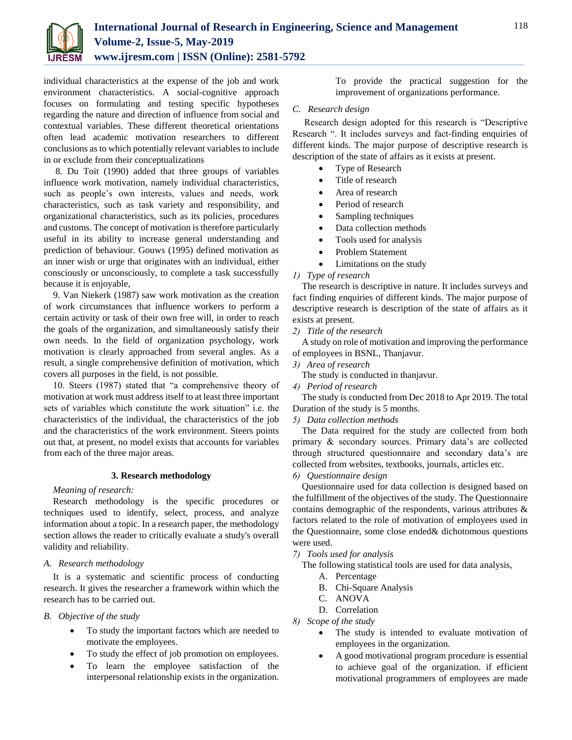individual characteristics at the expense of the job and work environment characteristics. A social-cognitive approach focuses on formulating and testing specific hypotheses regarding the nature and direction of influence from social and contextual variables. These different theoretical orientations often lead academic motivation researchers to different conclusions as to which potentially relevant variables to include in or exclude from their conceptualizations

8. Du Toit (1990) added that three groups of variables influence work motivation, namely individual characteristics, such as people's own interests, values and needs, work characteristics, such as task variety and responsibility, and organizational characteristics, such as its policies, procedures and customs. The concept of motivation is therefore particularly useful in its ability to increase general understanding and prediction of behaviour. Gouws (1995) defined motivation as an inner wish or urge that originates with an individual, either consciously or unconsciously, to complete a task successfully because it is enjoyable,

9. Van Niekerk (1987) saw work motivation as the creation of work circumstances that influence workers to perform a certain activity or task of their own free will, in order to reach the goals of the organization, and simultaneously satisfy their own needs. In the field of organization psychology, work motivation is clearly approached from several angles. As a result, a single comprehensive definition of motivation, which covers all purposes in the field, is not possible.

10. Steers (1987) stated that "a comprehensive theory of motivation at work must address itself to at least three important sets of variables which constitute the work situation" i.e. the characteristics of the individual, the characteristics of the job and the characteristics of the work environment. Steers points out that, at present, no model exists that accounts for variables from each of the three major areas.

## 3. Research methodology

*Meaning of research:*

Research methodology is the specific procedures or techniques used to identify, select, process, and analyze information about a topic. In a research paper, the methodology section allows the reader to critically evaluate a study's overall validity and reliability.

### A. Research methodology

It is a systematic and scientific process of conducting research. It gives the researcher a framework within which the research has to be carried out.

### B. Objective of the study

- To study the important factors which are needed to motivate the employees.
- To study the effect of job promotion on employees.
- To learn the employee satisfaction of the interpersonal relationship exists in the organization.
- To provide the practical suggestion for the improvement of organizations performance.

### C. Research design

Research design adopted for this research is "Descriptive Research ". It includes surveys and fact-finding enquiries of different kinds. The major purpose of descriptive research is description of the state of affairs as it exists at present.

- Type of Research
- Title of research
- Area of research
- Period of research
- Sampling techniques
- Data collection methods
- Tools used for analysis
- Problem Statement
- Limitations on the study

*1) Type of research*

The research is descriptive in nature. It includes surveys and fact finding enquiries of different kinds. The major purpose of descriptive research is description of the state of affairs as it exists at present.

*2) Title of the research*

A study on role of motivation and improving the performance of employees in BSNL, Thanjavur.

*3) Area of research*

The study is conducted in thanjavur.

*4) Period of research*

The study is conducted from Dec 2018 to Apr 2019. The total Duration of the study is 5 months.

*5) Data collection methods*

The Data required for the study are collected from both primary & secondary sources. Primary data's are collected through structured questionnaire and secondary data's are collected from websites, textbooks, journals, articles etc.

*6) Questionnaire design*

Questionnaire used for data collection is designed based on the fulfillment of the objectives of the study. The Questionnaire contains demographic of the respondents, various attributes & factors related to the role of motivation of employees used in the Questionnaire, some close ended& dichotomous questions were used.

*7) Tools used for analysis*

The following statistical tools are used for data analysis,

A. Percentage
B. Chi-Square Analysis
C. ANOVA
D. Correlation

*8) Scope of the study*

- The study is intended to evaluate motivation of employees in the organization.
- A good motivational program procedure is essential to achieve goal of the organization. if efficient motivational programmers of employees are made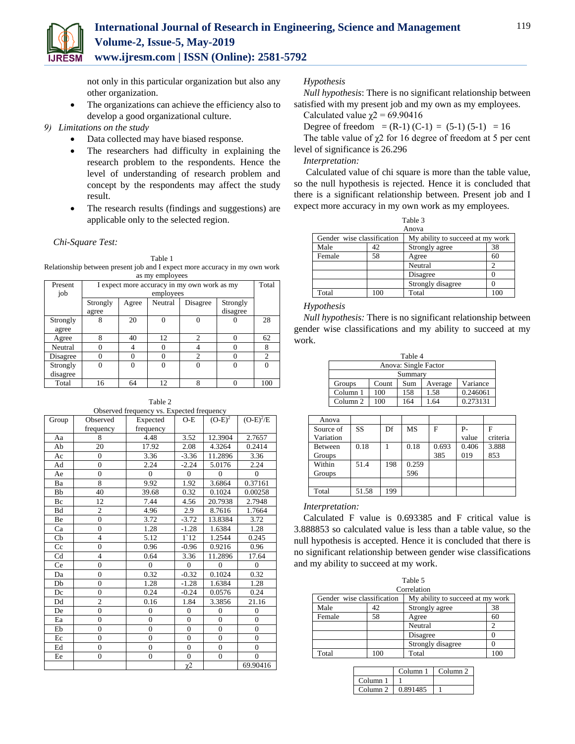not only in this particular organization but also any other organization.

- The organizations can achieve the efficiency also to develop a good organizational culture.

*9) Limitations on the study*

- Data collected may have biased response.
- The researchers had difficulty in explaining the research problem to the respondents. Hence the level of understanding of research problem and concept by the respondents may affect the study result.
- The research results (findings and suggestions) are applicable only to the selected region.

*Chi-Square Test:*

Table 1
Relationship between present job and I expect more accuracy in my own work as my employees

| Present job | I expect more accuracy in my own work as my employees | | | | | Total |
|---|---|---|---|---|---|---|
| | Strongly agree | Agree | Neutral | Disagree | Strongly disagree | |
| Strongly agree | 8 | 20 | 0 | 0 | 0 | 28 |
| Agree | 8 | 40 | 12 | 2 | 0 | 62 |
| Neutral | 0 | 4 | 0 | 4 | 0 | 8 |
| Disagree | 0 | 0 | 0 | 2 | 0 | 2 |
| Strongly disagree | 0 | 0 | 0 | 0 | 0 | 0 |
| Total | 16 | 64 | 12 | 8 | 0 | 100 |

Table 2
Observed frequency vs. Expected frequency

| Group | Observed frequency | Expected frequency | O-E | $(O-E)^2$ | $(O-E)^2/E$ |
|---|---|---|---|---|---|
| Aa | 8 | 4.48 | 3.52 | 12.3904 | 2.7657 |
| Ab | 20 | 17.92 | 2.08 | 4.3264 | 0.2414 |
| Ac | 0 | 3.36 | -3.36 | 11.2896 | 3.36 |
| Ad | 0 | 2.24 | -2.24 | 5.0176 | 2.24 |
| Ae | 0 | 0 | 0 | 0 | 0 |
| Ba | 8 | 9.92 | 1.92 | 3.6864 | 0.37161 |
| Bb | 40 | 39.68 | 0.32 | 0.1024 | 0.00258 |
| Bc | 12 | 7.44 | 4.56 | 20.7938 | 2.7948 |
| Bd | 2 | 4.96 | 2.9 | 8.7616 | 1.7664 |
| Be | 0 | 3.72 | -3.72 | 13.8384 | 3.72 |
| Ca | 0 | 1.28 | -1.28 | 1.6384 | 1.28 |
| Cb | 4 | 5.12 | 1`12 | 1.2544 | 0.245 |
| Cc | 0 | 0.96 | -0.96 | 0.9216 | 0.96 |
| Cd | 4 | 0.64 | 3.36 | 11.2896 | 17.64 |
| Ce | 0 | 0 | 0 | 0 | 0 |
| Da | 0 | 0.32 | -0.32 | 0.1024 | 0.32 |
| Db | 0 | 1.28 | -1.28 | 1.6384 | 1.28 |
| Dc | 0 | 0.24 | -0.24 | 0.0576 | 0.24 |
| Dd | 2 | 0.16 | 1.84 | 3.3856 | 21.16 |
| De | 0 | 0 | 0 | 0 | 0 |
| Ea | 0 | 0 | 0 | 0 | 0 |
| Eb | 0 | 0 | 0 | 0 | 0 |
| Ec | 0 | 0 | 0 | 0 | 0 |
| Ed | 0 | 0 | 0 | 0 | 0 |
| Ee | 0 | 0 | 0 | 0 | 0 |
| | | | $\chi 2$ | | 69.90416 |

*Hypothesis*

*Null hypothesis*: There is no significant relationship between satisfied with my present job and my own as my employees.

Calculated value $\chi 2 = 69.90416$

Degree of freedom $= (R-1)(C-1) = (5-1)(5-1) = 16$

The table value of $\chi 2$ for 16 degree of freedom at 5 per cent level of significance is 26.296

*Interpretation:*

Calculated value of chi square is more than the table value, so the null hypothesis is rejected. Hence it is concluded that there is a significant relationship between. Present job and I expect more accuracy in my own work as my employees.

Table 3
Anova

| Gender wise classification | | My ability to succeed at my work | |
|---|---|---|---|
| Male | 42 | Strongly agree | 38 |
| Female | 58 | Agree | 60 |
| | | Neutral | 2 |
| | | Disagree | 0 |
| | | Strongly disagree | 0 |
| Total | 100 | Total | 100 |

*Hypothesis*

*Null hypothesis:* There is no significant relationship between gender wise classifications and my ability to succeed at my work.

Table 4
Anova: Single Factor

| Summary | | | | |
|---|---|---|---|---|
| Groups | Count | Sum | Average | Variance |
| Column 1 | 100 | 158 | 1.58 | 0.246061 |
| Column 2 | 100 | 164 | 1.64 | 0.273131 |

| Anova | | | | | | |
|---|---|---|---|---|---|---|
| Source of Variation | SS | Df | MS | F | P-value | F criteria |
| Between Groups | 0.18 | 1 | 0.18 | 0.693385 | 0.406019 | 3.888853 |
| Within Groups | 51.4 | 198 | 0.259596 | | | |
| | | | | | | |
| Total | 51.58 | 199 | | | | |

*Interpretation:*

Calculated F value is 0.693385 and F critical value is 3.888853 so calculated value is less than a table value, so the null hypothesis is accepted. Hence it is concluded that there is no significant relationship between gender wise classifications and my ability to succeed at my work.

Table 5
Correlation

| Gender wise classification | | My ability to succeed at my work | |
|---|---|---|---|
| Male | 42 | Strongly agree | 38 |
| Female | 58 | Agree | 60 |
| | | Neutral | 2 |
| | | Disagree | 0 |
| | | Strongly disagree | 0 |
| Total | 100 | Total | 100 |

| | Column 1 | Column 2 |
|---|---|---|
| Column 1 | 1 | |
| Column 2 | 0.891485 | 1 |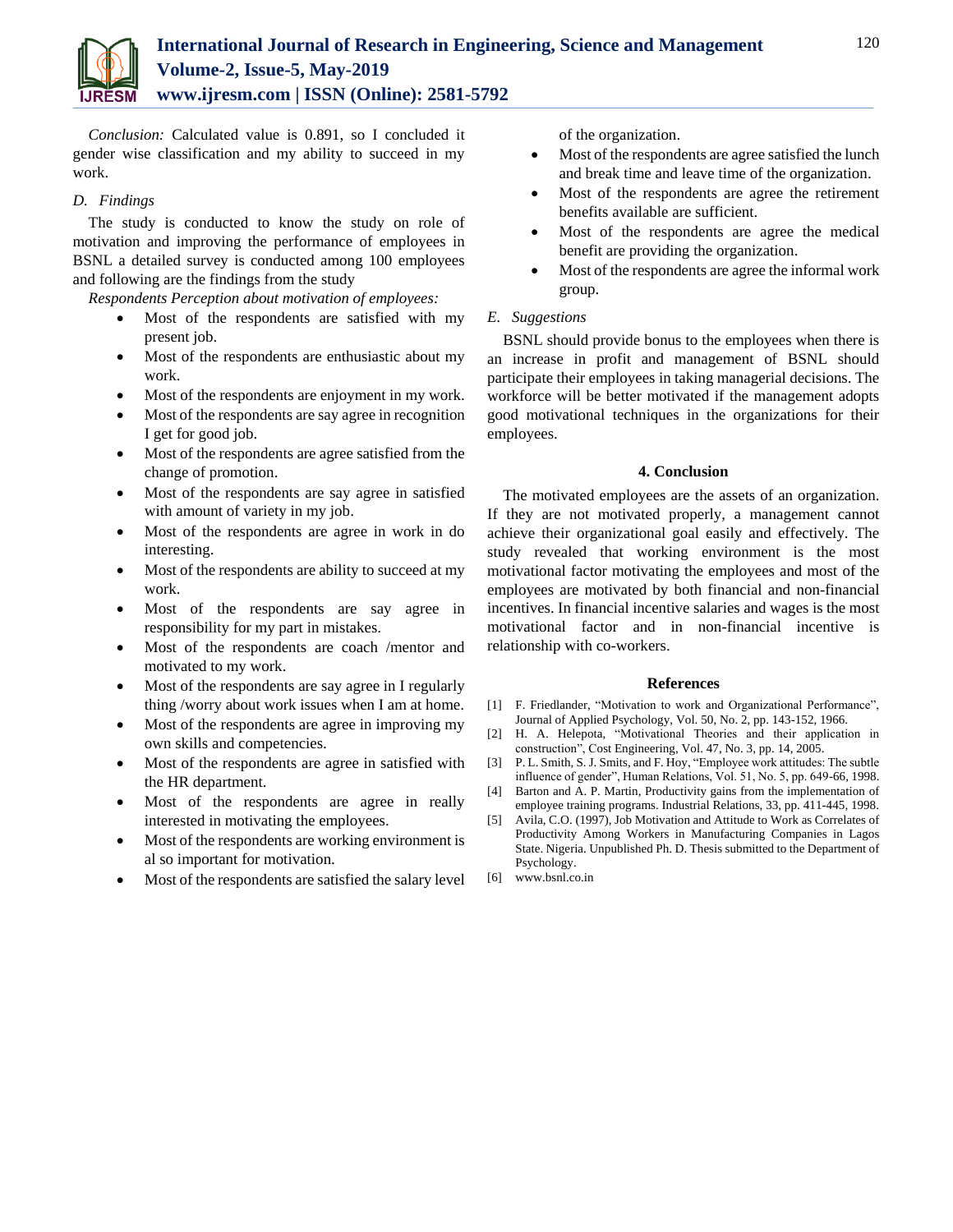*Conclusion:* Calculated value is 0.891, so I concluded it gender wise classification and my ability to succeed in my work.

### *D. Findings*

The study is conducted to know the study on role of motivation and improving the performance of employees in BSNL a detailed survey is conducted among 100 employees and following are the findings from the study

*Respondents Perception about motivation of employees:*

- Most of the respondents are satisfied with my present job.
- Most of the respondents are enthusiastic about my work.
- Most of the respondents are enjoyment in my work.
- Most of the respondents are say agree in recognition I get for good job.
- Most of the respondents are agree satisfied from the change of promotion.
- Most of the respondents are say agree in satisfied with amount of variety in my job.
- Most of the respondents are agree in work in do interesting.
- Most of the respondents are ability to succeed at my work.
- Most of the respondents are say agree in responsibility for my part in mistakes.
- Most of the respondents are coach /mentor and motivated to my work.
- Most of the respondents are say agree in I regularly thing /worry about work issues when I am at home.
- Most of the respondents are agree in improving my own skills and competencies.
- Most of the respondents are agree in satisfied with the HR department.
- Most of the respondents are agree in really interested in motivating the employees.
- Most of the respondents are working environment is al so important for motivation.
- Most of the respondents are satisfied the salary level of the organization.
- Most of the respondents are agree satisfied the lunch and break time and leave time of the organization.
- Most of the respondents are agree the retirement benefits available are sufficient.
- Most of the respondents are agree the medical benefit are providing the organization.
- Most of the respondents are agree the informal work group.

### *E. Suggestions*

BSNL should provide bonus to the employees when there is an increase in profit and management of BSNL should participate their employees in taking managerial decisions. The workforce will be better motivated if the management adopts good motivational techniques in the organizations for their employees.

## 4. Conclusion

The motivated employees are the assets of an organization. If they are not motivated properly, a management cannot achieve their organizational goal easily and effectively. The study revealed that working environment is the most motivational factor motivating the employees and most of the employees are motivated by both financial and non-financial incentives. In financial incentive salaries and wages is the most motivational factor and in non-financial incentive is relationship with co-workers.

## References

[1] F. Friedlander, "Motivation to work and Organizational Performance", Journal of Applied Psychology, Vol. 50, No. 2, pp. 143-152, 1966.

[2] H. A. Helepota, "Motivational Theories and their application in construction", Cost Engineering, Vol. 47, No. 3, pp. 14, 2005.

[3] P. L. Smith, S. J. Smits, and F. Hoy, "Employee work attitudes: The subtle influence of gender", Human Relations, Vol. 51, No. 5, pp. 649-66, 1998.

[4] Barton and A. P. Martin, Productivity gains from the implementation of employee training programs. Industrial Relations, 33, pp. 411-445, 1998.

[5] Avila, C.O. (1997), Job Motivation and Attitude to Work as Correlates of Productivity Among Workers in Manufacturing Companies in Lagos State. Nigeria. Unpublished Ph. D. Thesis submitted to the Department of Psychology.

[6] www.bsnl.co.in